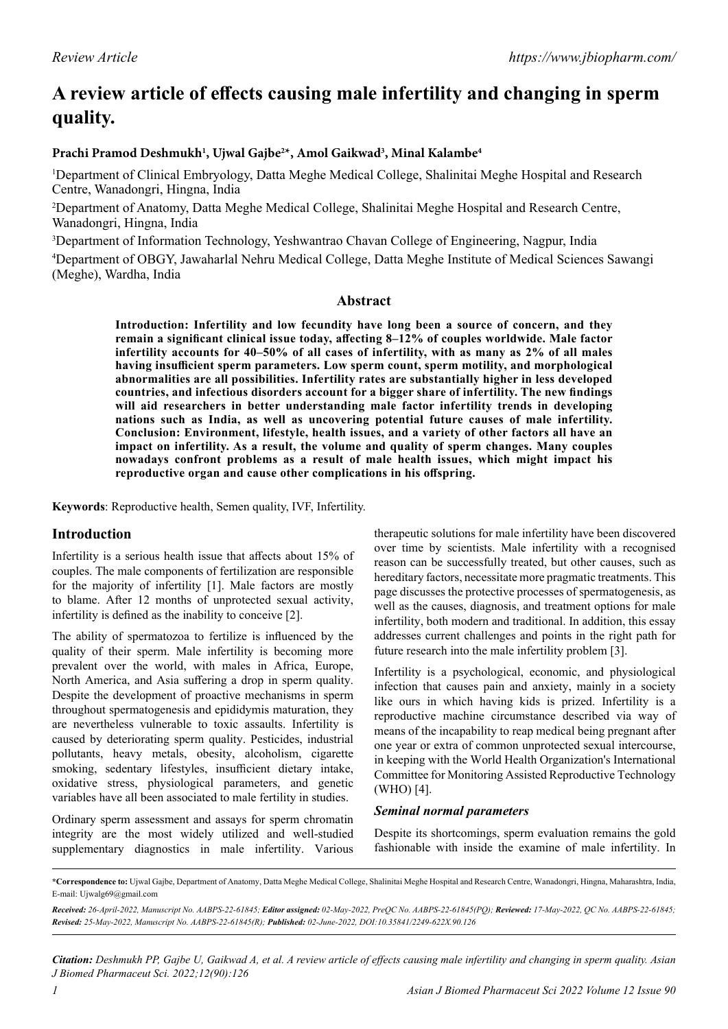*Review Article*

# A review article of effects causing male infertility and changing in sperm quality.

**Prachi Pramod Deshmukh[1], Ujwal Gajbe[2]*, Amol Gaikwad[3], Minal Kalambe[4]**

[1]Department of Clinical Embryology, Datta Meghe Medical College, Shalinitai Meghe Hospital and Research Centre, Wanadongri, Hingna, India

[2]Department of Anatomy, Datta Meghe Medical College, Shalinitai Meghe Hospital and Research Centre, Wanadongri, Hingna, India

[3]Department of Information Technology, Yeshwantrao Chavan College of Engineering, Nagpur, India

[4]Department of OBGY, Jawaharlal Nehru Medical College, Datta Meghe Institute of Medical Sciences Sawangi (Meghe), Wardha, India

## Abstract

**Introduction: Infertility and low fecundity have long been a source of concern, and they remain a significant clinical issue today, affecting 8–12% of couples worldwide. Male factor infertility accounts for 40–50% of all cases of infertility, with as many as 2% of all males having insufficient sperm parameters. Low sperm count, sperm motility, and morphological abnormalities are all possibilities. Infertility rates are substantially higher in less developed countries, and infectious disorders account for a bigger share of infertility. The new findings will aid researchers in better understanding male factor infertility trends in developing nations such as India, as well as uncovering potential future causes of male infertility. Conclusion: Environment, lifestyle, health issues, and a variety of other factors all have an impact on infertility. As a result, the volume and quality of sperm changes. Many couples nowadays confront problems as a result of male health issues, which might impact his reproductive organ and cause other complications in his offspring.**

**Keywords**: Reproductive health, Semen quality, IVF, Infertility.

## Introduction

Infertility is a serious health issue that affects about 15% of couples. The male components of fertilization are responsible for the majority of infertility [1]. Male factors are mostly to blame. After 12 months of unprotected sexual activity, infertility is defined as the inability to conceive [2].

The ability of spermatozoa to fertilize is influenced by the quality of their sperm. Male infertility is becoming more prevalent over the world, with males in Africa, Europe, North America, and Asia suffering a drop in sperm quality. Despite the development of proactive mechanisms in sperm throughout spermatogenesis and epididymis maturation, they are nevertheless vulnerable to toxic assaults. Infertility is caused by deteriorating sperm quality. Pesticides, industrial pollutants, heavy metals, obesity, alcoholism, cigarette smoking, sedentary lifestyles, insufficient dietary intake, oxidative stress, physiological parameters, and genetic variables have all been associated to male fertility in studies.

Ordinary sperm assessment and assays for sperm chromatin integrity are the most widely utilized and well-studied supplementary diagnostics in male infertility. Various therapeutic solutions for male infertility have been discovered over time by scientists. Male infertility with a recognised reason can be successfully treated, but other causes, such as hereditary factors, necessitate more pragmatic treatments. This page discusses the protective processes of spermatogenesis, as well as the causes, diagnosis, and treatment options for male infertility, both modern and traditional. In addition, this essay addresses current challenges and points in the right path for future research into the male infertility problem [3].

Infertility is a psychological, economic, and physiological infection that causes pain and anxiety, mainly in a society like ours in which having kids is prized. Infertility is a reproductive machine circumstance described via way of means of the incapability to reap medical being pregnant after one year or extra of common unprotected sexual intercourse, in keeping with the World Health Organization's International Committee for Monitoring Assisted Reproductive Technology (WHO) [4].

### *Seminal normal parameters*

Despite its shortcomings, sperm evaluation remains the gold fashionable with inside the examine of male infertility. In

**\*Correspondence to:** Ujwal Gajbe, Department of Anatomy, Datta Meghe Medical College, Shalinitai Meghe Hospital and Research Centre, Wanadongri, Hingna, Maharashtra, India, E-mail: Ujwalg69@gmail.com

***Received:*** *26-April-2022, Manuscript No. AABPS-22-61845;* ***Editor assigned:*** *02-May-2022, PreQC No. AABPS-22-61845(PQ);* ***Reviewed:*** *17-May-2022, QC No. AABPS-22-61845;* ***Revised:*** *25-May-2022, Manuscript No. AABPS-22-61845(R);* ***Published:*** *02-June-2022, DOI:10.35841/2249-622X.90.126*

***Citation:*** *Deshmukh PP, Gajbe U, Gaikwad A, et al. A review article of effects causing male infertility and changing in sperm quality. Asian J Biomed Pharmaceut Sci. 2022;12(90):126*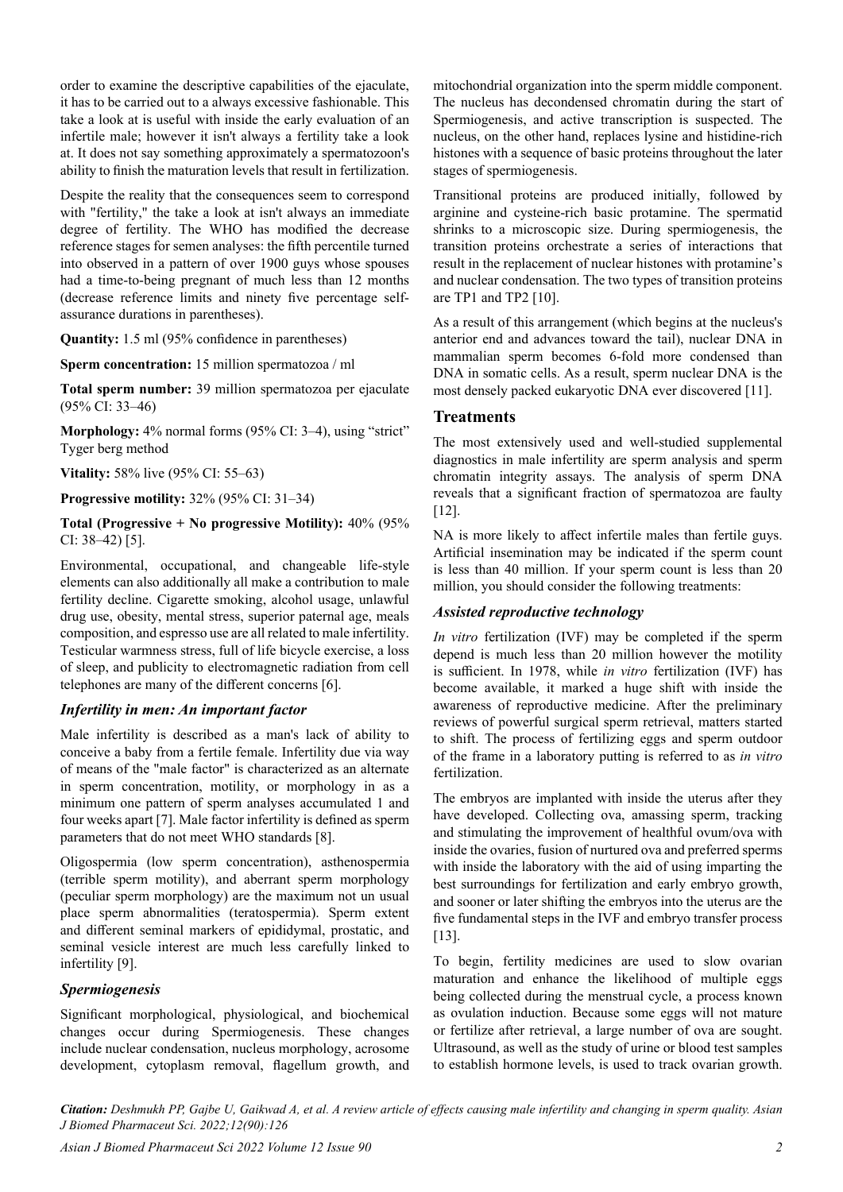order to examine the descriptive capabilities of the ejaculate, it has to be carried out to a always excessive fashionable. This take a look at is useful with inside the early evaluation of an infertile male; however it isn't always a fertility take a look at. It does not say something approximately a spermatozoon's ability to finish the maturation levels that result in fertilization.

Despite the reality that the consequences seem to correspond with "fertility," the take a look at isn't always an immediate degree of fertility. The WHO has modified the decrease reference stages for semen analyses: the fifth percentile turned into observed in a pattern of over 1900 guys whose spouses had a time-to-being pregnant of much less than 12 months (decrease reference limits and ninety five percentage self-assurance durations in parentheses).

**Quantity:** 1.5 ml (95% confidence in parentheses)

**Sperm concentration:** 15 million spermatozoa / ml

**Total sperm number:** 39 million spermatozoa per ejaculate (95% CI: 33–46)

**Morphology:** 4% normal forms (95% CI: 3–4), using "strict" Tyger berg method

**Vitality:** 58% live (95% CI: 55–63)

**Progressive motility:** 32% (95% CI: 31–34)

**Total (Progressive + No progressive Motility):** 40% (95% CI: 38–42) [5].

Environmental, occupational, and changeable life-style elements can also additionally all make a contribution to male fertility decline. Cigarette smoking, alcohol usage, unlawful drug use, obesity, mental stress, superior paternal age, meals composition, and espresso use are all related to male infertility. Testicular warmness stress, full of life bicycle exercise, a loss of sleep, and publicity to electromagnetic radiation from cell telephones are many of the different concerns [6].

### *Infertility in men: An important factor*

Male infertility is described as a man's lack of ability to conceive a baby from a fertile female. Infertility due via way of means of the "male factor" is characterized as an alternate in sperm concentration, motility, or morphology in as a minimum one pattern of sperm analyses accumulated 1 and four weeks apart [7]. Male factor infertility is defined as sperm parameters that do not meet WHO standards [8].

Oligospermia (low sperm concentration), asthenospermia (terrible sperm motility), and aberrant sperm morphology (peculiar sperm morphology) are the maximum not un usual place sperm abnormalities (teratospermia). Sperm extent and different seminal markers of epididymal, prostatic, and seminal vesicle interest are much less carefully linked to infertility [9].

### *Spermiogenesis*

Significant morphological, physiological, and biochemical changes occur during Spermiogenesis. These changes include nuclear condensation, nucleus morphology, acrosome development, cytoplasm removal, flagellum growth, and mitochondrial organization into the sperm middle component. The nucleus has decondensed chromatin during the start of Spermiogenesis, and active transcription is suspected. The nucleus, on the other hand, replaces lysine and histidine-rich histones with a sequence of basic proteins throughout the later stages of spermiogenesis.

Transitional proteins are produced initially, followed by arginine and cysteine-rich basic protamine. The spermatid shrinks to a microscopic size. During spermiogenesis, the transition proteins orchestrate a series of interactions that result in the replacement of nuclear histones with protamine's and nuclear condensation. The two types of transition proteins are TP1 and TP2 [10].

As a result of this arrangement (which begins at the nucleus's anterior end and advances toward the tail), nuclear DNA in mammalian sperm becomes 6-fold more condensed than DNA in somatic cells. As a result, sperm nuclear DNA is the most densely packed eukaryotic DNA ever discovered [11].

## Treatments

The most extensively used and well-studied supplemental diagnostics in male infertility are sperm analysis and sperm chromatin integrity assays. The analysis of sperm DNA reveals that a significant fraction of spermatozoa are faulty [12].

NA is more likely to affect infertile males than fertile guys. Artificial insemination may be indicated if the sperm count is less than 40 million. If your sperm count is less than 20 million, you should consider the following treatments:

### *Assisted reproductive technology*

*In vitro* fertilization (IVF) may be completed if the sperm depend is much less than 20 million however the motility is sufficient. In 1978, while *in vitro* fertilization (IVF) has become available, it marked a huge shift with inside the awareness of reproductive medicine. After the preliminary reviews of powerful surgical sperm retrieval, matters started to shift. The process of fertilizing eggs and sperm outdoor of the frame in a laboratory putting is referred to as *in vitro* fertilization.

The embryos are implanted with inside the uterus after they have developed. Collecting ova, amassing sperm, tracking and stimulating the improvement of healthful ovum/ova with inside the ovaries, fusion of nurtured ova and preferred sperms with inside the laboratory with the aid of using imparting the best surroundings for fertilization and early embryo growth, and sooner or later shifting the embryos into the uterus are the five fundamental steps in the IVF and embryo transfer process [13].

To begin, fertility medicines are used to slow ovarian maturation and enhance the likelihood of multiple eggs being collected during the menstrual cycle, a process known as ovulation induction. Because some eggs will not mature or fertilize after retrieval, a large number of ova are sought. Ultrasound, as well as the study of urine or blood test samples to establish hormone levels, is used to track ovarian growth.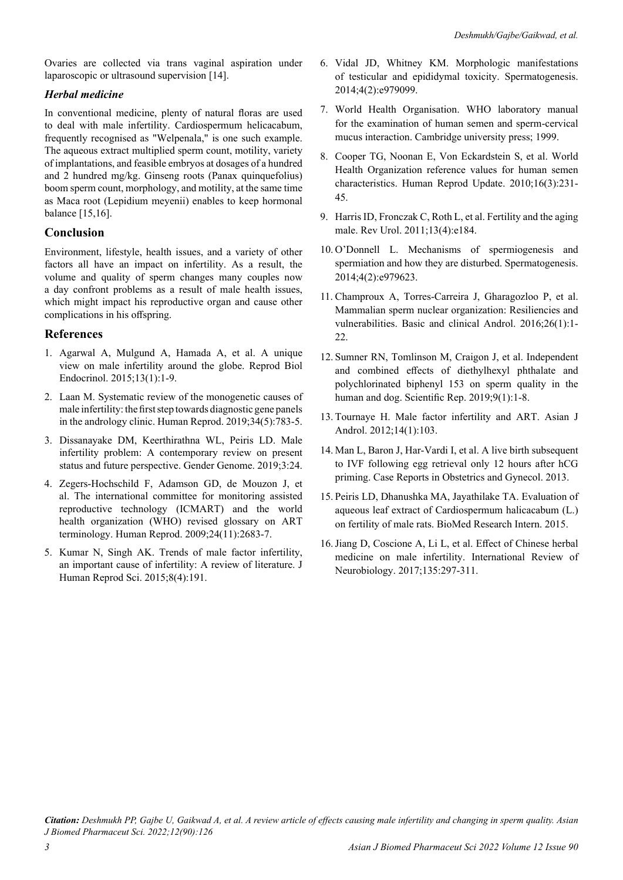Ovaries are collected via trans vaginal aspiration under laparoscopic or ultrasound supervision [14].

### Herbal medicine

In conventional medicine, plenty of natural floras are used to deal with male infertility. Cardiospermum helicacabum, frequently recognised as "Welpenala," is one such example. The aqueous extract multiplied sperm count, motility, variety of implantations, and feasible embryos at dosages of a hundred and 2 hundred mg/kg. Ginseng roots (Panax quinquefolius) boom sperm count, morphology, and motility, at the same time as Maca root (Lepidium meyenii) enables to keep hormonal balance [15,16].

## Conclusion

Environment, lifestyle, health issues, and a variety of other factors all have an impact on infertility. As a result, the volume and quality of sperm changes many couples now a day confront problems as a result of male health issues, which might impact his reproductive organ and cause other complications in his offspring.

## References

1. Agarwal A, Mulgund A, Hamada A, et al. A unique view on male infertility around the globe. Reprod Biol Endocrinol. 2015;13(1):1-9.
2. Laan M. Systematic review of the monogenetic causes of male infertility: the first step towards diagnostic gene panels in the andrology clinic. Human Reprod. 2019;34(5):783-5.
3. Dissanayake DM, Keerthirathna WL, Peiris LD. Male infertility problem: A contemporary review on present status and future perspective. Gender Genome. 2019;3:24.
4. Zegers-Hochschild F, Adamson GD, de Mouzon J, et al. The international committee for monitoring assisted reproductive technology (ICMART) and the world health organization (WHO) revised glossary on ART terminology. Human Reprod. 2009;24(11):2683-7.
5. Kumar N, Singh AK. Trends of male factor infertility, an important cause of infertility: A review of literature. J Human Reprod Sci. 2015;8(4):191.
6. Vidal JD, Whitney KM. Morphologic manifestations of testicular and epididymal toxicity. Spermatogenesis. 2014;4(2):e979099.
7. World Health Organisation. WHO laboratory manual for the examination of human semen and sperm-cervical mucus interaction. Cambridge university press; 1999.
8. Cooper TG, Noonan E, Von Eckardstein S, et al. World Health Organization reference values for human semen characteristics. Human Reprod Update. 2010;16(3):231-45.
9. Harris ID, Fronczak C, Roth L, et al. Fertility and the aging male. Rev Urol. 2011;13(4):e184.
10. O'Donnell L. Mechanisms of spermiogenesis and spermiation and how they are disturbed. Spermatogenesis. 2014;4(2):e979623.
11. Champroux A, Torres-Carreira J, Gharagozloo P, et al. Mammalian sperm nuclear organization: Resiliencies and vulnerabilities. Basic and clinical Androl. 2016;26(1):1-22.
12. Sumner RN, Tomlinson M, Craigon J, et al. Independent and combined effects of diethylhexyl phthalate and polychlorinated biphenyl 153 on sperm quality in the human and dog. Scientific Rep. 2019;9(1):1-8.
13. Tournaye H. Male factor infertility and ART. Asian J Androl. 2012;14(1):103.
14. Man L, Baron J, Har-Vardi I, et al. A live birth subsequent to IVF following egg retrieval only 12 hours after hCG priming. Case Reports in Obstetrics and Gynecol. 2013.
15. Peiris LD, Dhanushka MA, Jayathilake TA. Evaluation of aqueous leaf extract of Cardiospermum halicacabum (L.) on fertility of male rats. BioMed Research Intern. 2015.
16. Jiang D, Coscione A, Li L, et al. Effect of Chinese herbal medicine on male infertility. International Review of Neurobiology. 2017;135:297-311.

***Citation:*** *Deshmukh PP, Gajbe U, Gaikwad A, et al. A review article of effects causing male infertility and changing in sperm quality. Asian J Biomed Pharmaceut Sci. 2022;12(90):126*